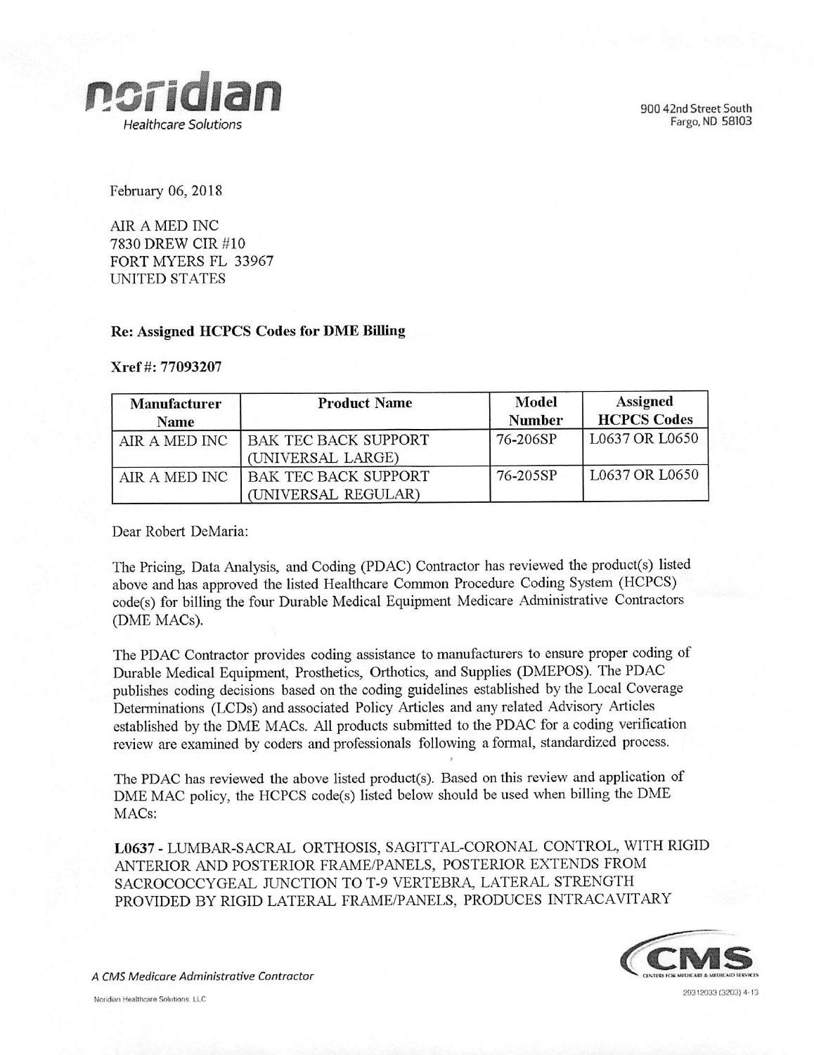**noridian**
*Healthcare Solutions*

900 42nd Street South
Fargo, ND 58103

February 06, 2018

AIR A MED INC
7830 DREW CIR #10
FORT MYERS FL 33967
UNITED STATES

**Re: Assigned HCPCS Codes for DME Billing**

**Xref #: 77093207**

| Manufacturer Name | Product Name | Model Number | Assigned HCPCS Codes |
| --- | --- | --- | --- |
| AIR A MED INC | BAK TEC BACK SUPPORT (UNIVERSAL LARGE) | 76-206SP | L0637 OR L0650 |
| AIR A MED INC | BAK TEC BACK SUPPORT (UNIVERSAL REGULAR) | 76-205SP | L0637 OR L0650 |

Dear Robert DeMaria:

The Pricing, Data Analysis, and Coding (PDAC) Contractor has reviewed the product(s) listed above and has approved the listed Healthcare Common Procedure Coding System (HCPCS) code(s) for billing the four Durable Medical Equipment Medicare Administrative Contractors (DME MACs).

The PDAC Contractor provides coding assistance to manufacturers to ensure proper coding of Durable Medical Equipment, Prosthetics, Orthotics, and Supplies (DMEPOS). The PDAC publishes coding decisions based on the coding guidelines established by the Local Coverage Determinations (LCDs) and associated Policy Articles and any related Advisory Articles established by the DME MACs. All products submitted to the PDAC for a coding verification review are examined by coders and professionals following a formal, standardized process.

The PDAC has reviewed the above listed product(s). Based on this review and application of DME MAC policy, the HCPCS code(s) listed below should be used when billing the DME MACs:

**L0637** - LUMBAR-SACRAL ORTHOSIS, SAGITTAL-CORONAL CONTROL, WITH RIGID ANTERIOR AND POSTERIOR FRAME/PANELS, POSTERIOR EXTENDS FROM SACROCOCCYGEAL JUNCTION TO T-9 VERTEBRA, LATERAL STRENGTH PROVIDED BY RIGID LATERAL FRAME/PANELS, PRODUCES INTRACAVITARY

*A CMS Medicare Administrative Contractor*

Noridian Healthcare Solutions, LLC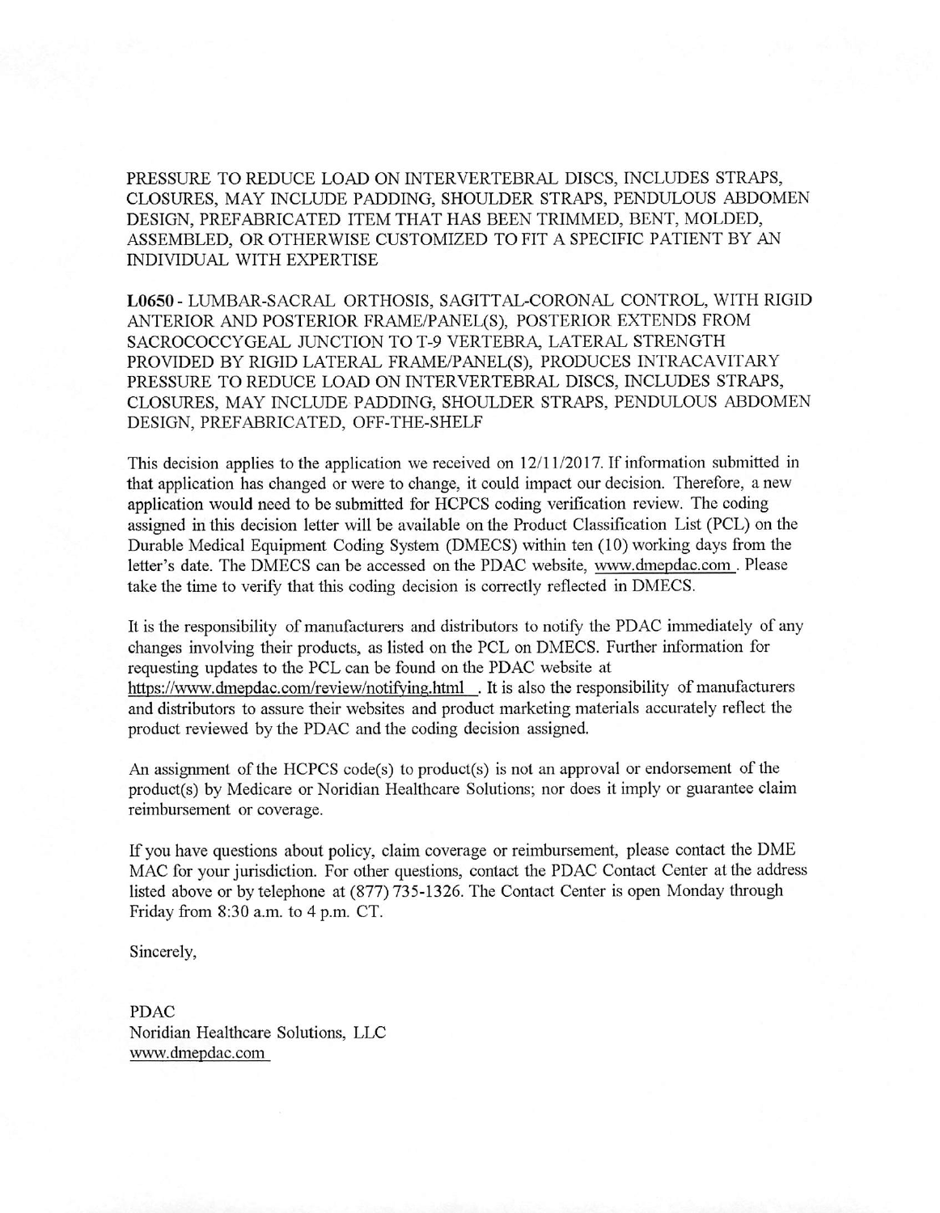PRESSURE TO REDUCE LOAD ON INTERVERTEBRAL DISCS, INCLUDES STRAPS, CLOSURES, MAY INCLUDE PADDING, SHOULDER STRAPS, PENDULOUS ABDOMEN DESIGN, PREFABRICATED ITEM THAT HAS BEEN TRIMMED, BENT, MOLDED, ASSEMBLED, OR OTHERWISE CUSTOMIZED TO FIT A SPECIFIC PATIENT BY AN INDIVIDUAL WITH EXPERTISE

**L0650** - LUMBAR-SACRAL ORTHOSIS, SAGITTAL-CORONAL CONTROL, WITH RIGID ANTERIOR AND POSTERIOR FRAME/PANEL(S), POSTERIOR EXTENDS FROM SACROCOCCYGEAL JUNCTION TO T-9 VERTEBRA, LATERAL STRENGTH PROVIDED BY RIGID LATERAL FRAME/PANEL(S), PRODUCES INTRACAVITARY PRESSURE TO REDUCE LOAD ON INTERVERTEBRAL DISCS, INCLUDES STRAPS, CLOSURES, MAY INCLUDE PADDING, SHOULDER STRAPS, PENDULOUS ABDOMEN DESIGN, PREFABRICATED, OFF-THE-SHELF

This decision applies to the application we received on 12/11/2017. If information submitted in that application has changed or were to change, it could impact our decision. Therefore, a new application would need to be submitted for HCPCS coding verification review. The coding assigned in this decision letter will be available on the Product Classification List (PCL) on the Durable Medical Equipment Coding System (DMECS) within ten (10) working days from the letter's date. The DMECS can be accessed on the PDAC website, www.dmepdac.com . Please take the time to verify that this coding decision is correctly reflected in DMECS.

It is the responsibility of manufacturers and distributors to notify the PDAC immediately of any changes involving their products, as listed on the PCL on DMECS. Further information for requesting updates to the PCL can be found on the PDAC website at https://www.dmepdac.com/review/notifying.html . It is also the responsibility of manufacturers and distributors to assure their websites and product marketing materials accurately reflect the product reviewed by the PDAC and the coding decision assigned.

An assignment of the HCPCS code(s) to product(s) is not an approval or endorsement of the product(s) by Medicare or Noridian Healthcare Solutions; nor does it imply or guarantee claim reimbursement or coverage.

If you have questions about policy, claim coverage or reimbursement, please contact the DME MAC for your jurisdiction. For other questions, contact the PDAC Contact Center at the address listed above or by telephone at (877) 735-1326. The Contact Center is open Monday through Friday from 8:30 a.m. to 4 p.m. CT.

Sincerely,

PDAC
Noridian Healthcare Solutions, LLC
www.dmepdac.com